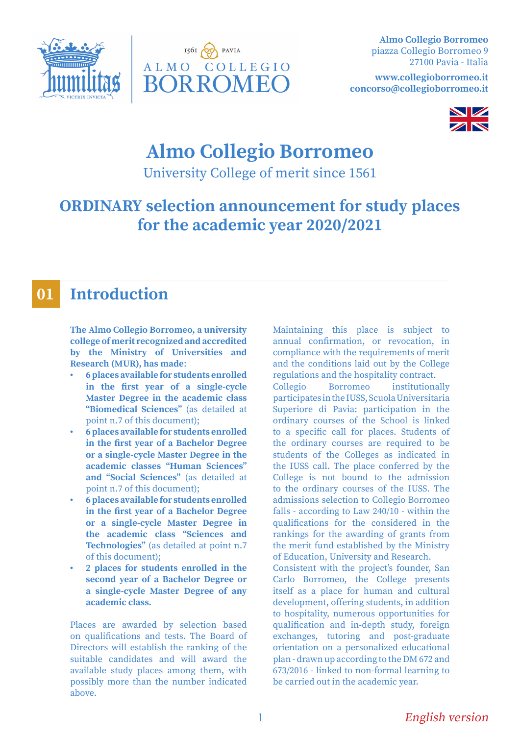Almo Collegio Borromeo
piazza Collegio Borromeo 9
27100 Pavia - Italia

www.collegioborromeo.it
concorso@collegioborromeo.it

# Almo Collegio Borromeo

University College of merit since 1561

## ORDINARY selection announcement for study places for the academic year 2020/2021

## 01 Introduction

**The Almo Collegio Borromeo, a university college of merit recognized and accredited by the Ministry of Universities and Research (MUR), has made**:

- **6 places available for students enrolled in the first year of a single-cycle Master Degree in the academic class "Biomedical Sciences"** (as detailed at point n.7 of this document);
- **6 places available for students enrolled in the first year of a Bachelor Degree or a single-cycle Master Degree in the academic classes "Human Sciences" and "Social Sciences"** (as detailed at point n.7 of this document);
- **6 places available for students enrolled in the first year of a Bachelor Degree or a single-cycle Master Degree in the academic class "Sciences and Technologies"** (as detailed at point n.7 of this document);
- **2 places for students enrolled in the second year of a Bachelor Degree or a single-cycle Master Degree of any academic class.**

Places are awarded by selection based on qualifications and tests. The Board of Directors will establish the ranking of the suitable candidates and will award the available study places among them, with possibly more than the number indicated above.

Maintaining this place is subject to annual confirmation, or revocation, in compliance with the requirements of merit and the conditions laid out by the College regulations and the hospitality contract.

Collegio Borromeo institutionally participates in the IUSS, Scuola Universitaria Superiore di Pavia: participation in the ordinary courses of the School is linked to a specific call for places. Students of the ordinary courses are required to be students of the Colleges as indicated in the IUSS call. The place conferred by the College is not bound to the admission to the ordinary courses of the IUSS. The admissions selection to Collegio Borromeo falls - according to Law 240/10 - within the qualifications for the considered in the rankings for the awarding of grants from the merit fund established by the Ministry of Education, University and Research.

Consistent with the project's founder, San Carlo Borromeo, the College presents itself as a place for human and cultural development, offering students, in addition to hospitality, numerous opportunities for qualification and in-depth study, foreign exchanges, tutoring and post-graduate orientation on a personalized educational plan - drawn up according to the DM 672 and 673/2016 - linked to non-formal learning to be carried out in the academic year.

*English version*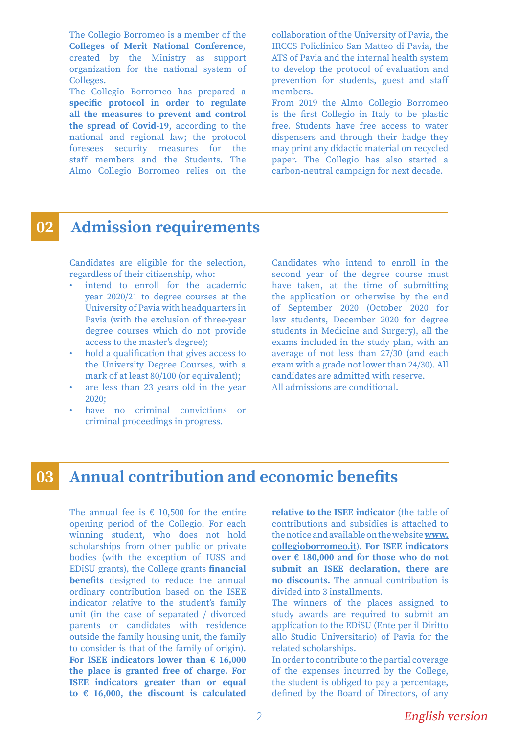The Collegio Borromeo is a member of the **Colleges of Merit National Conference**, created by the Ministry as support organization for the national system of Colleges.

The Collegio Borromeo has prepared a **specific protocol in order to regulate all the measures to prevent and control the spread of Covid-19**, according to the national and regional law; the protocol foresees security measures for the staff members and the Students. The Almo Collegio Borromeo relies on the collaboration of the University of Pavia, the IRCCS Policlinico San Matteo di Pavia, the ATS of Pavia and the internal health system to develop the protocol of evaluation and prevention for students, guest and staff members.

From 2019 the Almo Collegio Borromeo is the first Collegio in Italy to be plastic free. Students have free access to water dispensers and through their badge they may print any didactic material on recycled paper. The Collegio has also started a carbon-neutral campaign for next decade.

## 02 Admission requirements

Candidates are eligible for the selection, regardless of their citizenship, who:

- intend to enroll for the academic year 2020/21 to degree courses at the University of Pavia with headquarters in Pavia (with the exclusion of three-year degree courses which do not provide access to the master's degree);
- hold a qualification that gives access to the University Degree Courses, with a mark of at least 80/100 (or equivalent);
- are less than 23 years old in the year 2020;
- have no criminal convictions or criminal proceedings in progress.

Candidates who intend to enroll in the second year of the degree course must have taken, at the time of submitting the application or otherwise by the end of September 2020 (October 2020 for law students, December 2020 for degree students in Medicine and Surgery), all the exams included in the study plan, with an average of not less than 27/30 (and each exam with a grade not lower than 24/30). All candidates are admitted with reserve.

All admissions are conditional.

## 03 Annual contribution and economic benefits

The annual fee is € 10,500 for the entire opening period of the Collegio. For each winning student, who does not hold scholarships from other public or private bodies (with the exception of IUSS and EDiSU grants), the College grants **financial benefits** designed to reduce the annual ordinary contribution based on the ISEE indicator relative to the student's family unit (in the case of separated / divorced parents or candidates with residence outside the family housing unit, the family to consider is that of the family of origin). **For ISEE indicators lower than € 16,000 the place is granted free of charge. For ISEE indicators greater than or equal to € 16,000, the discount is calculated relative to the ISEE indicator** (the table of contributions and subsidies is attached to the notice and available on the website **[www.collegioborromeo.it](http://www.collegioborromeo.it)**). **For ISEE indicators over € 180,000 and for those who do not submit an ISEE declaration, there are no discounts.** The annual contribution is divided into 3 installments.

The winners of the places assigned to study awards are required to submit an application to the EDiSU (Ente per il Diritto allo Studio Universitario) of Pavia for the related scholarships.

In order to contribute to the partial coverage of the expenses incurred by the College, the student is obliged to pay a percentage, defined by the Board of Directors, of any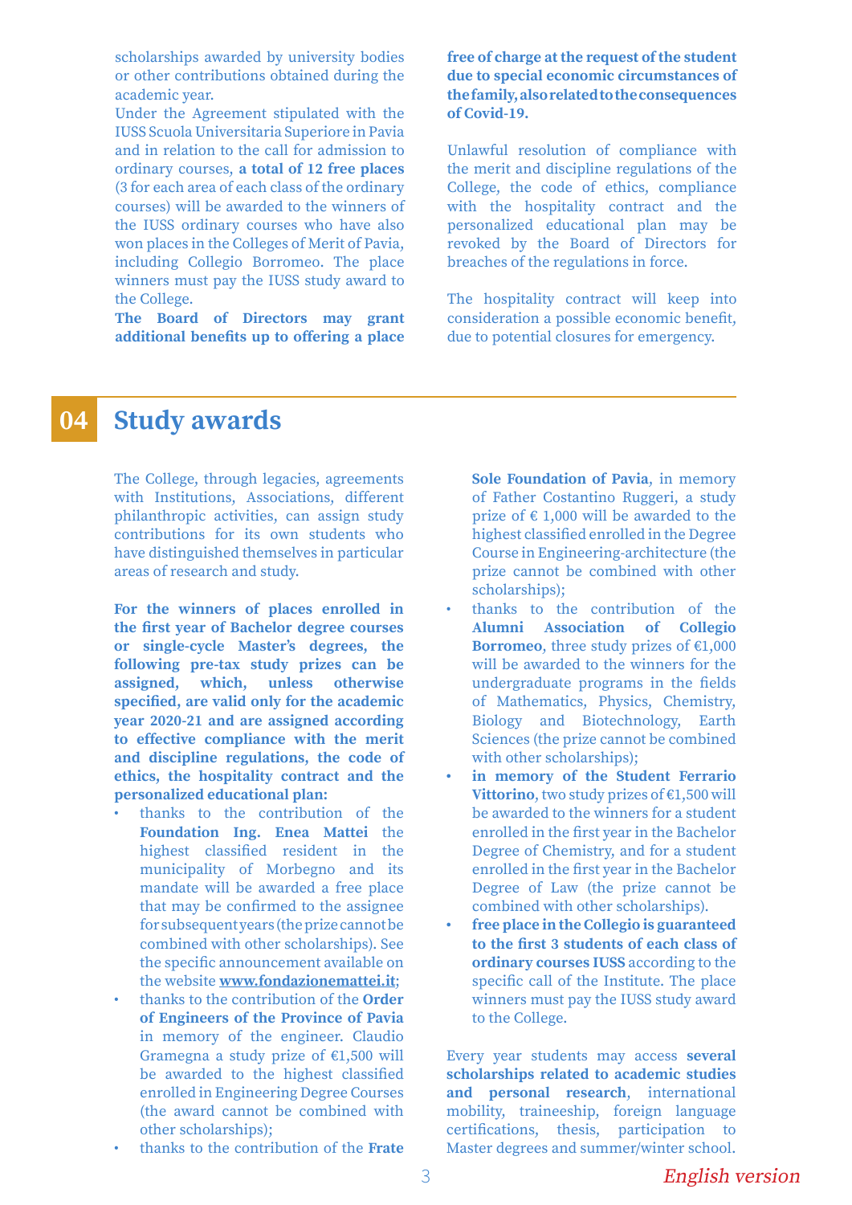scholarships awarded by university bodies or other contributions obtained during the academic year.

Under the Agreement stipulated with the IUSS Scuola Universitaria Superiore in Pavia and in relation to the call for admission to ordinary courses, **a total of 12 free places** (3 for each area of each class of the ordinary courses) will be awarded to the winners of the IUSS ordinary courses who have also won places in the Colleges of Merit of Pavia, including Collegio Borromeo. The place winners must pay the IUSS study award to the College.

**The Board of Directors may grant additional benefits up to offering a place free of charge at the request of the student due to special economic circumstances of the family, also related to the consequences of Covid-19.**

Unlawful resolution of compliance with the merit and discipline regulations of the College, the code of ethics, compliance with the hospitality contract and the personalized educational plan may be revoked by the Board of Directors for breaches of the regulations in force.

The hospitality contract will keep into consideration a possible economic benefit, due to potential closures for emergency.

# 04 Study awards

The College, through legacies, agreements with Institutions, Associations, different philanthropic activities, can assign study contributions for its own students who have distinguished themselves in particular areas of research and study.

**For the winners of places enrolled in the first year of Bachelor degree courses or single-cycle Master's degrees, the following pre-tax study prizes can be assigned, which, unless otherwise specified, are valid only for the academic year 2020-21 and are assigned according to effective compliance with the merit and discipline regulations, the code of ethics, the hospitality contract and the personalized educational plan:**

- thanks to the contribution of the **Foundation Ing. Enea Mattei** the highest classified resident in the municipality of Morbegno and its mandate will be awarded a free place that may be confirmed to the assignee for subsequent years (the prize cannot be combined with other scholarships). See the specific announcement available on the website **www.fondazionemattei.it**;
- thanks to the contribution of the **Order of Engineers of the Province of Pavia** in memory of the engineer. Claudio Gramegna a study prize of €1,500 will be awarded to the highest classified enrolled in Engineering Degree Courses (the award cannot be combined with other scholarships);
- thanks to the contribution of the **Frate Sole Foundation of Pavia**, in memory of Father Costantino Ruggeri, a study prize of € 1,000 will be awarded to the highest classified enrolled in the Degree Course in Engineering-architecture (the prize cannot be combined with other scholarships);
- thanks to the contribution of the **Alumni Association of Collegio Borromeo**, three study prizes of €1,000 will be awarded to the winners for the undergraduate programs in the fields of Mathematics, Physics, Chemistry, Biology and Biotechnology, Earth Sciences (the prize cannot be combined with other scholarships);
- **in memory of the Student Ferrario Vittorino**, two study prizes of €1,500 will be awarded to the winners for a student enrolled in the first year in the Bachelor Degree of Chemistry, and for a student enrolled in the first year in the Bachelor Degree of Law (the prize cannot be combined with other scholarships).
- **free place in the Collegio is guaranteed to the first 3 students of each class of ordinary courses IUSS** according to the specific call of the Institute. The place winners must pay the IUSS study award to the College.

Every year students may access **several scholarships related to academic studies and personal research**, international mobility, traineeship, foreign language certifications, thesis, participation to Master degrees and summer/winter school.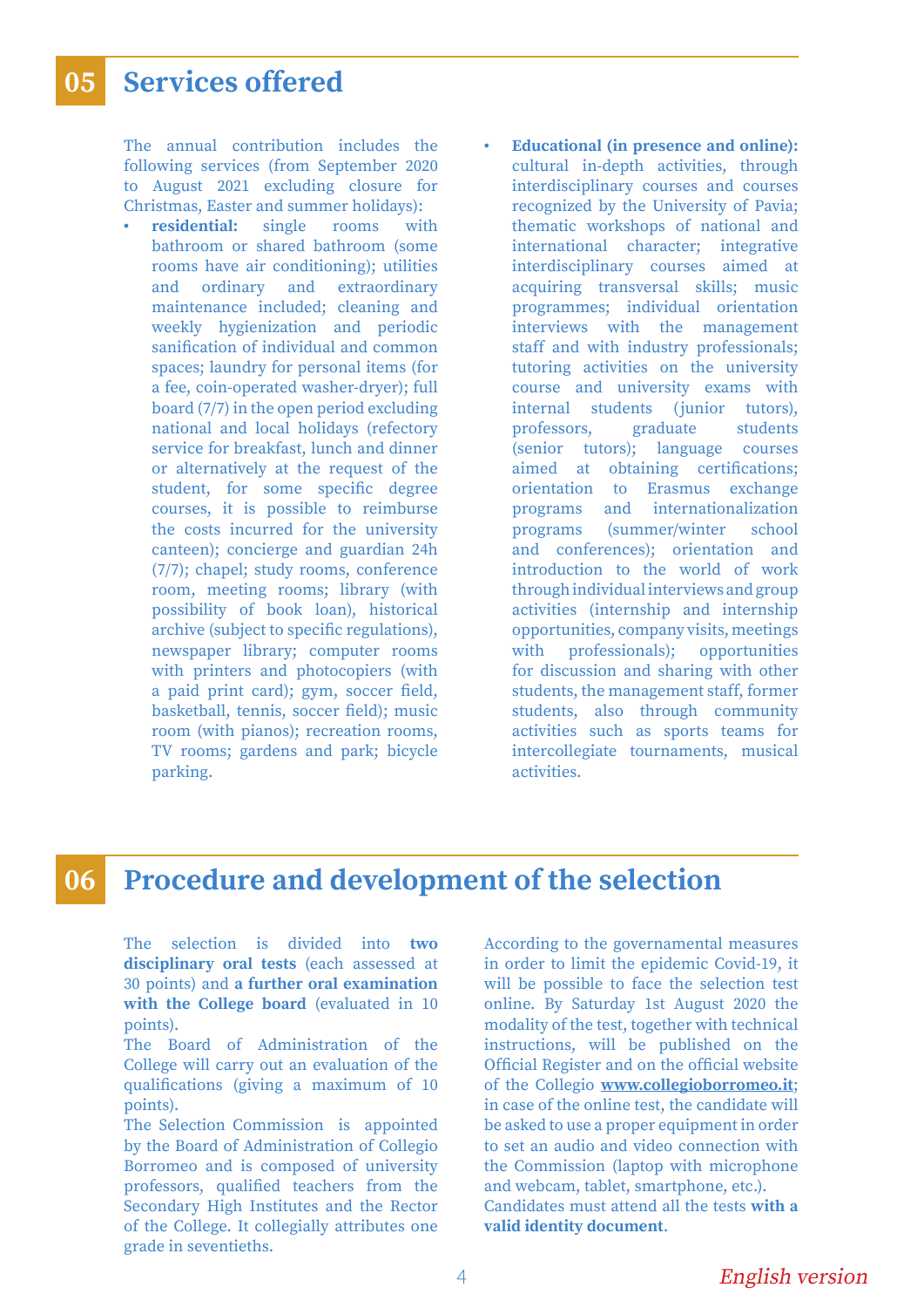## 05 Services offered

The annual contribution includes the following services (from September 2020 to August 2021 excluding closure for Christmas, Easter and summer holidays):

- **residential:** single rooms with bathroom or shared bathroom (some rooms have air conditioning); utilities and ordinary and extraordinary maintenance included; cleaning and weekly hygienization and periodic sanification of individual and common spaces; laundry for personal items (for a fee, coin-operated washer-dryer); full board (7/7) in the open period excluding national and local holidays (refectory service for breakfast, lunch and dinner or alternatively at the request of the student, for some specific degree courses, it is possible to reimburse the costs incurred for the university canteen); concierge and guardian 24h (7/7); chapel; study rooms, conference room, meeting rooms; library (with possibility of book loan), historical archive (subject to specific regulations), newspaper library; computer rooms with printers and photocopiers (with a paid print card); gym, soccer field, basketball, tennis, soccer field); music room (with pianos); recreation rooms, TV rooms; gardens and park; bicycle parking.
- **Educational (in presence and online):** cultural in-depth activities, through interdisciplinary courses and courses recognized by the University of Pavia; thematic workshops of national and international character; integrative interdisciplinary courses aimed at acquiring transversal skills; music programmes; individual orientation interviews with the management staff and with industry professionals; tutoring activities on the university course and university exams with internal students (junior tutors), professors, graduate students (senior tutors); language courses aimed at obtaining certifications; orientation to Erasmus exchange programs and internationalization programs (summer/winter school and conferences); orientation and introduction to the world of work through individual interviews and group activities (internship and internship opportunities, company visits, meetings with professionals); opportunities for discussion and sharing with other students, the management staff, former students, also through community activities such as sports teams for intercollegiate tournaments, musical activities.

## 06 Procedure and development of the selection

The selection is divided into **two disciplinary oral tests** (each assessed at 30 points) and **a further oral examination with the College board** (evaluated in 10 points).

The Board of Administration of the College will carry out an evaluation of the qualifications (giving a maximum of 10 points).

The Selection Commission is appointed by the Board of Administration of Collegio Borromeo and is composed of university professors, qualified teachers from the Secondary High Institutes and the Rector of the College. It collegially attributes one grade in seventieths.

According to the governamental measures in order to limit the epidemic Covid-19, it will be possible to face the selection test online. By Saturday 1st August 2020 the modality of the test, together with technical instructions, will be published on the Official Register and on the official website of the Collegio **www.collegioborromeo.it**; in case of the online test, the candidate will be asked to use a proper equipment in order to set an audio and video connection with the Commission (laptop with microphone and webcam, tablet, smartphone, etc.).

Candidates must attend all the tests **with a valid identity document**.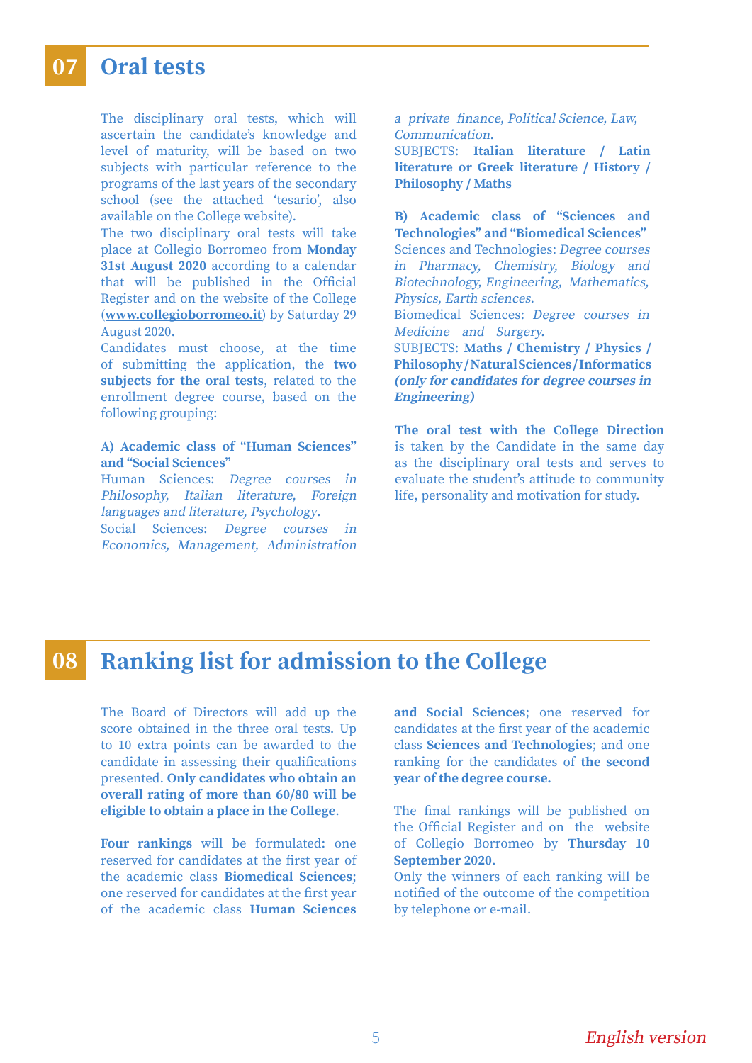## 07 Oral tests

The disciplinary oral tests, which will ascertain the candidate's knowledge and level of maturity, will be based on two subjects with particular reference to the programs of the last years of the secondary school (see the attached 'tesario', also available on the College website).

The two disciplinary oral tests will take place at Collegio Borromeo from **Monday 31st August 2020** according to a calendar that will be published in the Official Register and on the website of the College (**www.collegioborromeo.it**) by Saturday 29 August 2020.

Candidates must choose, at the time of submitting the application, the **two subjects for the oral tests**, related to the enrollment degree course, based on the following grouping:

**A) Academic class of "Human Sciences" and "Social Sciences"**

Human Sciences: *Degree courses in Philosophy, Italian literature, Foreign languages and literature, Psychology.*

Social Sciences: *Degree courses in Economics, Management, Administration a private finance, Political Science, Law, Communication.*

SUBJECTS: **Italian literature / Latin literature or Greek literature / History / Philosophy / Maths**

**B) Academic class of "Sciences and Technologies" and "Biomedical Sciences"**

Sciences and Technologies: *Degree courses in Pharmacy, Chemistry, Biology and Biotechnology, Engineering, Mathematics, Physics, Earth sciences.*

Biomedical Sciences: *Degree courses in Medicine and Surgery.*

SUBJECTS: **Maths / Chemistry / Physics / Philosophy / Natural Sciences / Informatics *(only for candidates for degree courses in Engineering)***

**The oral test with the College Direction** is taken by the Candidate in the same day as the disciplinary oral tests and serves to evaluate the student's attitude to community life, personality and motivation for study.

## 08 Ranking list for admission to the College

The Board of Directors will add up the score obtained in the three oral tests. Up to 10 extra points can be awarded to the candidate in assessing their qualifications presented. **Only candidates who obtain an overall rating of more than 60/80 will be eligible to obtain a place in the College**.

**Four rankings** will be formulated: one reserved for candidates at the first year of the academic class **Biomedical Sciences**; one reserved for candidates at the first year of the academic class **Human Sciences and Social Sciences**; one reserved for candidates at the first year of the academic class **Sciences and Technologies**; and one ranking for the candidates of **the second year of the degree course.**

The final rankings will be published on the Official Register and on the website of Collegio Borromeo by **Thursday 10 September 2020**.

Only the winners of each ranking will be notified of the outcome of the competition by telephone or e-mail.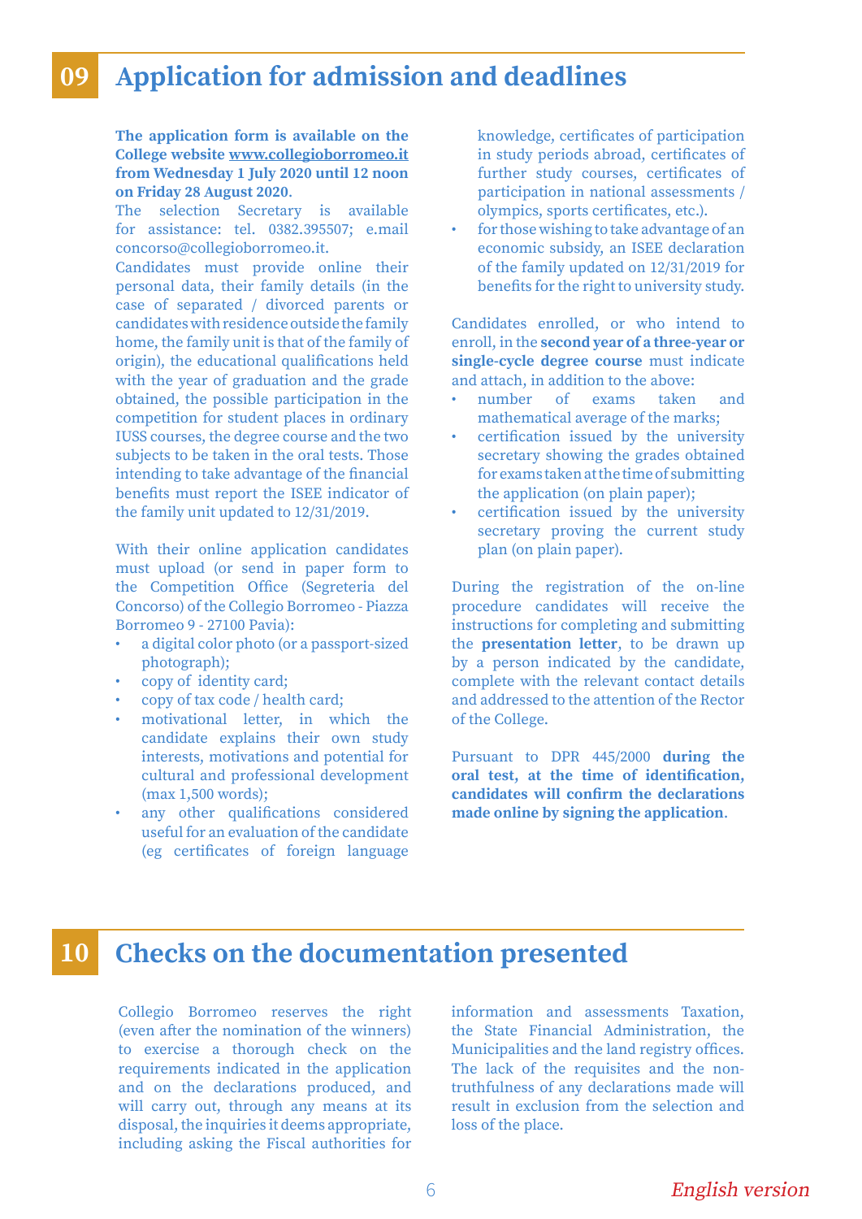## 09 Application for admission and deadlines

**The application form is available on the College website [www.collegioborromeo.it](http://www.collegioborromeo.it) from Wednesday 1 July 2020 until 12 noon on Friday 28 August 2020.**

The selection Secretary is available for assistance: tel. 0382.395507; e.mail concorso@collegioborromeo.it.

Candidates must provide online their personal data, their family details (in the case of separated / divorced parents or candidates with residence outside the family home, the family unit is that of the family of origin), the educational qualifications held with the year of graduation and the grade obtained, the possible participation in the competition for student places in ordinary IUSS courses, the degree course and the two subjects to be taken in the oral tests. Those intending to take advantage of the financial benefits must report the ISEE indicator of the family unit updated to 12/31/2019.

With their online application candidates must upload (or send in paper form to the Competition Office (Segreteria del Concorso) of the Collegio Borromeo - Piazza Borromeo 9 - 27100 Pavia):

- a digital color photo (or a passport-sized photograph);
- copy of identity card;
- copy of tax code / health card;
- motivational letter, in which the candidate explains their own study interests, motivations and potential for cultural and professional development (max 1,500 words);
- any other qualifications considered useful for an evaluation of the candidate (eg certificates of foreign language knowledge, certificates of participation in study periods abroad, certificates of further study courses, certificates of participation in national assessments / olympics, sports certificates, etc.).
- for those wishing to take advantage of an economic subsidy, an ISEE declaration of the family updated on 12/31/2019 for benefits for the right to university study.

Candidates enrolled, or who intend to enroll, in the **second year of a three-year or single-cycle degree course** must indicate and attach, in addition to the above:

- number of exams taken and mathematical average of the marks;
- certification issued by the university secretary showing the grades obtained for exams taken at the time of submitting the application (on plain paper);
- certification issued by the university secretary proving the current study plan (on plain paper).

During the registration of the on-line procedure candidates will receive the instructions for completing and submitting the **presentation letter**, to be drawn up by a person indicated by the candidate, complete with the relevant contact details and addressed to the attention of the Rector of the College.

Pursuant to DPR 445/2000 **during the oral test, at the time of identification, candidates will confirm the declarations made online by signing the application**.

## 10 Checks on the documentation presented

Collegio Borromeo reserves the right (even after the nomination of the winners) to exercise a thorough check on the requirements indicated in the application and on the declarations produced, and will carry out, through any means at its disposal, the inquiries it deems appropriate, including asking the Fiscal authorities for information and assessments Taxation, the State Financial Administration, the Municipalities and the land registry offices. The lack of the requisites and the non-truthfulness of any declarations made will result in exclusion from the selection and loss of the place.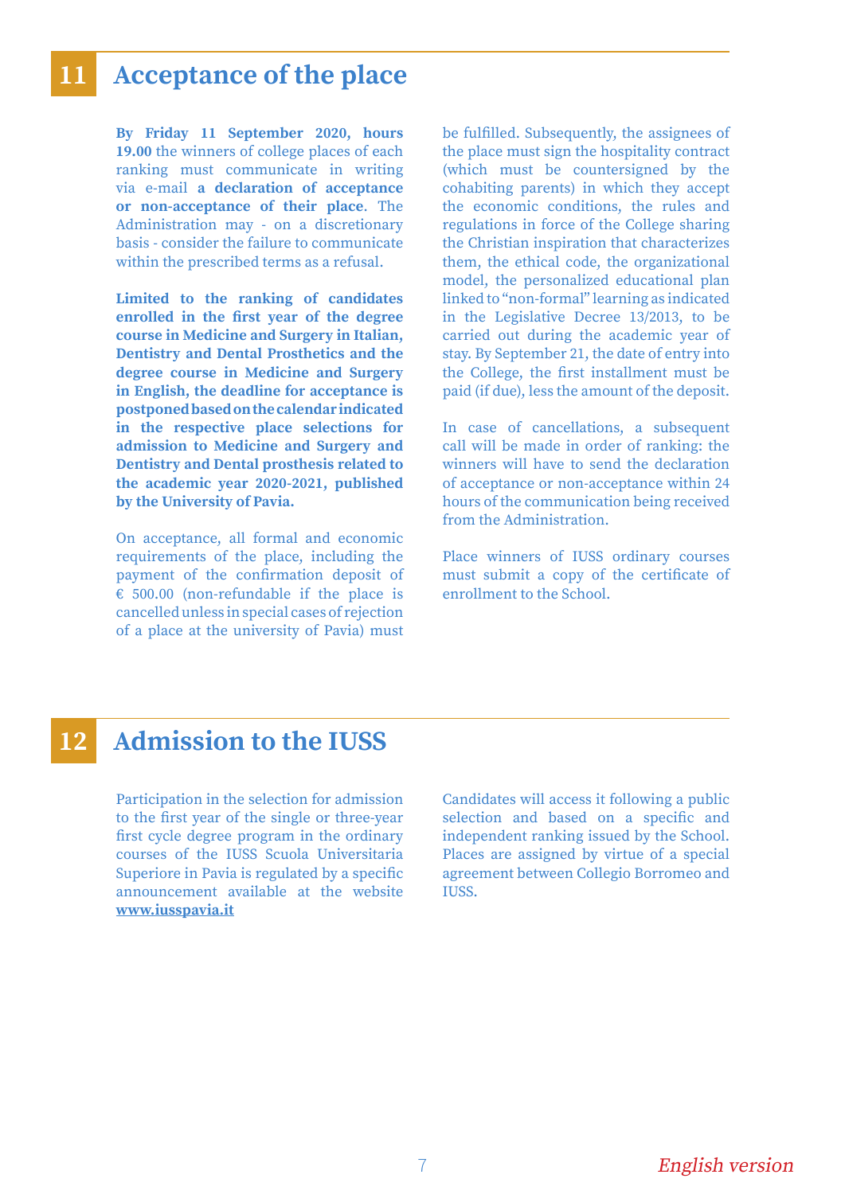## 11 Acceptance of the place

**By Friday 11 September 2020, hours 19.00** the winners of college places of each ranking must communicate in writing via e-mail **a declaration of acceptance or non-acceptance of their place**. The Administration may - on a discretionary basis - consider the failure to communicate within the prescribed terms as a refusal.

**Limited to the ranking of candidates enrolled in the first year of the degree course in Medicine and Surgery in Italian, Dentistry and Dental Prosthetics and the degree course in Medicine and Surgery in English, the deadline for acceptance is postponed based on the calendar indicated in the respective place selections for admission to Medicine and Surgery and Dentistry and Dental prosthesis related to the academic year 2020-2021, published by the University of Pavia.**

On acceptance, all formal and economic requirements of the place, including the payment of the confirmation deposit of € 500.00 (non-refundable if the place is cancelled unless in special cases of rejection of a place at the university of Pavia) must be fulfilled. Subsequently, the assignees of the place must sign the hospitality contract (which must be countersigned by the cohabiting parents) in which they accept the economic conditions, the rules and regulations in force of the College sharing the Christian inspiration that characterizes them, the ethical code, the organizational model, the personalized educational plan linked to "non-formal" learning as indicated in the Legislative Decree 13/2013, to be carried out during the academic year of stay. By September 21, the date of entry into the College, the first installment must be paid (if due), less the amount of the deposit.

In case of cancellations, a subsequent call will be made in order of ranking: the winners will have to send the declaration of acceptance or non-acceptance within 24 hours of the communication being received from the Administration.

Place winners of IUSS ordinary courses must submit a copy of the certificate of enrollment to the School.

## 12 Admission to the IUSS

Participation in the selection for admission to the first year of the single or three-year first cycle degree program in the ordinary courses of the IUSS Scuola Universitaria Superiore in Pavia is regulated by a specific announcement available at the website **www.iusspavia.it**

Candidates will access it following a public selection and based on a specific and independent ranking issued by the School. Places are assigned by virtue of a special agreement between Collegio Borromeo and IUSS.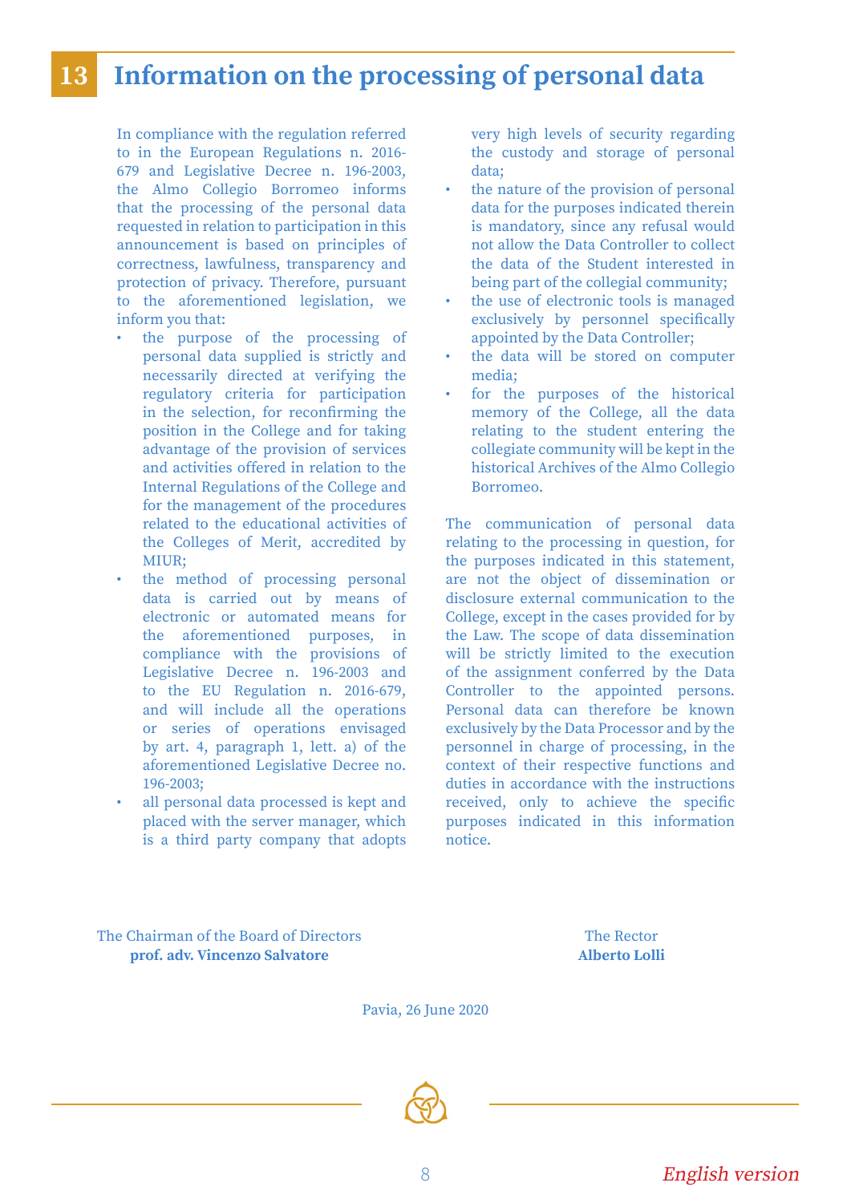## 13 Information on the processing of personal data

In compliance with the regulation referred to in the European Regulations n. 2016-679 and Legislative Decree n. 196-2003, the Almo Collegio Borromeo informs that the processing of the personal data requested in relation to participation in this announcement is based on principles of correctness, lawfulness, transparency and protection of privacy. Therefore, pursuant to the aforementioned legislation, we inform you that:

- the purpose of the processing of personal data supplied is strictly and necessarily directed at verifying the regulatory criteria for participation in the selection, for reconfirming the position in the College and for taking advantage of the provision of services and activities offered in relation to the Internal Regulations of the College and for the management of the procedures related to the educational activities of the Colleges of Merit, accredited by MIUR;
- the method of processing personal data is carried out by means of electronic or automated means for the aforementioned purposes, in compliance with the provisions of Legislative Decree n. 196-2003 and to the EU Regulation n. 2016-679, and will include all the operations or series of operations envisaged by art. 4, paragraph 1, lett. a) of the aforementioned Legislative Decree no. 196-2003;
- all personal data processed is kept and placed with the server manager, which is a third party company that adopts very high levels of security regarding the custody and storage of personal data;
- the nature of the provision of personal data for the purposes indicated therein is mandatory, since any refusal would not allow the Data Controller to collect the data of the Student interested in being part of the collegial community;
- the use of electronic tools is managed exclusively by personnel specifically appointed by the Data Controller;
- the data will be stored on computer media;
- for the purposes of the historical memory of the College, all the data relating to the student entering the collegiate community will be kept in the historical Archives of the Almo Collegio Borromeo.

The communication of personal data relating to the processing in question, for the purposes indicated in this statement, are not the object of dissemination or disclosure external communication to the College, except in the cases provided for by the Law. The scope of data dissemination will be strictly limited to the execution of the assignment conferred by the Data Controller to the appointed persons. Personal data can therefore be known exclusively by the Data Processor and by the personnel in charge of processing, in the context of their respective functions and duties in accordance with the instructions received, only to achieve the specific purposes indicated in this information notice.

The Chairman of the Board of Directors
**prof. adv. Vincenzo Salvatore**

The Rector
**Alberto Lolli**

Pavia, 26 June 2020

*English version*